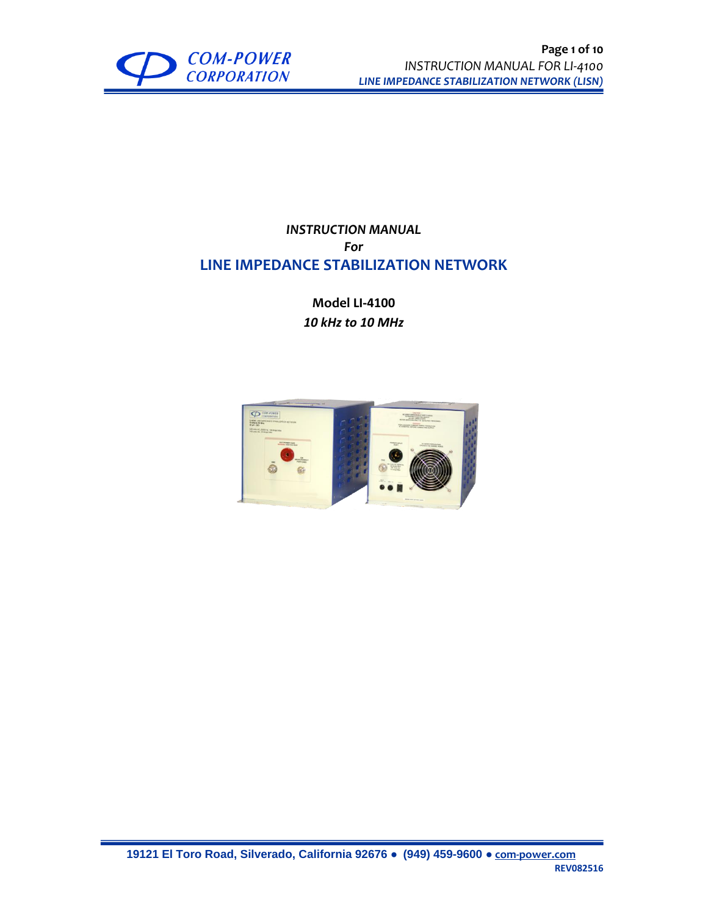*INSTRUCTION MANUAL*

***For***

## LINE IMPEDANCE STABILIZATION NETWORK

**Model LI-4100**

***10 kHz to 10 MHz***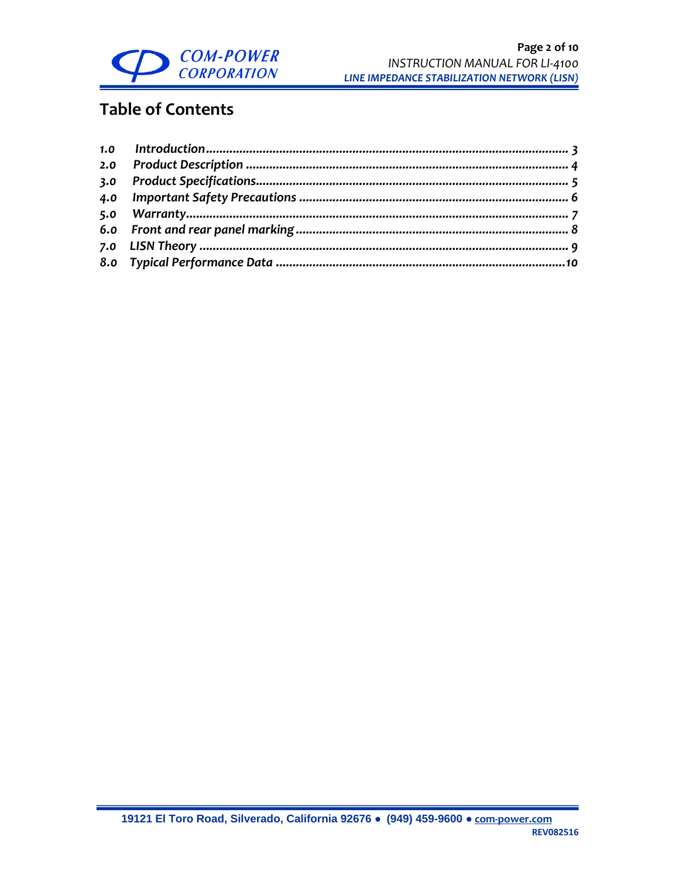# Table of Contents

*1.0 Introduction* ........................................................ *3*
*2.0 Product Description* ........................................................ *4*
*3.0 Product Specifications* ........................................................ *5*
*4.0 Important Safety Precautions* ........................................................ *6*
*5.0 Warranty* ........................................................ *7*
*6.0 Front and rear panel marking* ........................................................ *8*
*7.0 LISN Theory* ........................................................ *9*
*8.0 Typical Performance Data* ........................................................ *10*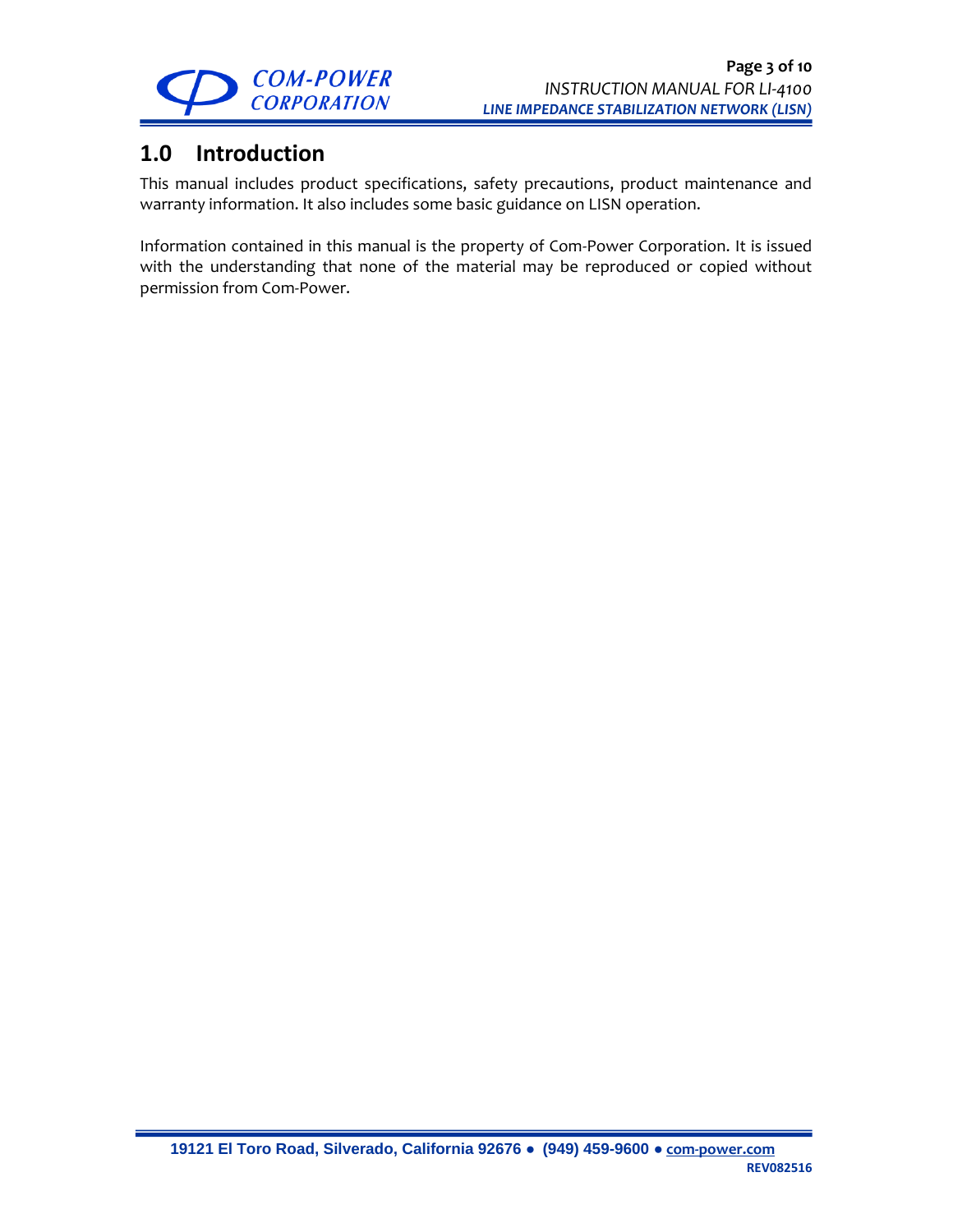# 1.0 Introduction

This manual includes product specifications, safety precautions, product maintenance and warranty information. It also includes some basic guidance on LISN operation.

Information contained in this manual is the property of Com-Power Corporation. It is issued with the understanding that none of the material may be reproduced or copied without permission from Com-Power.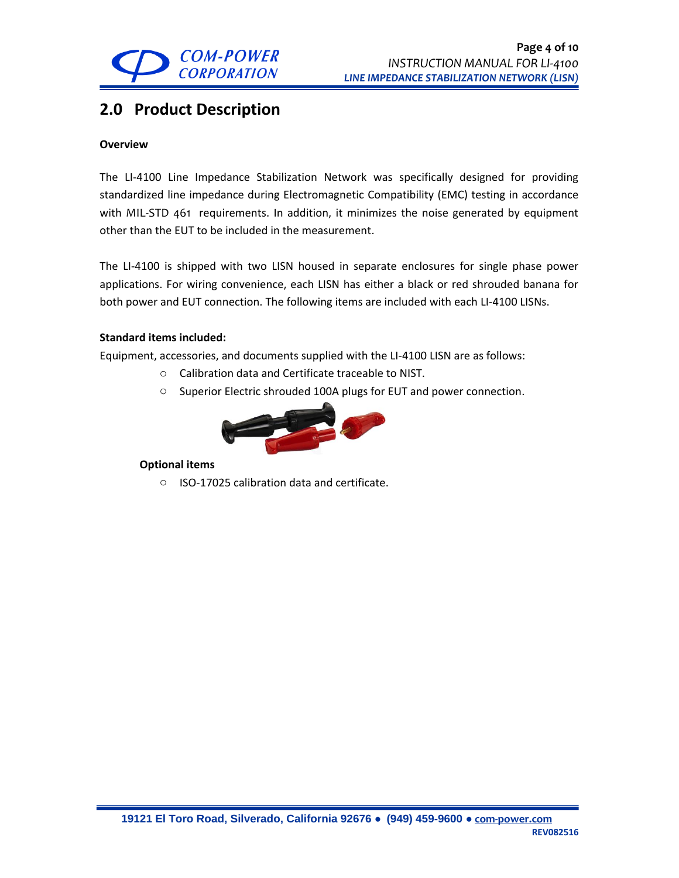## 2.0 Product Description

**Overview**

The LI-4100 Line Impedance Stabilization Network was specifically designed for providing standardized line impedance during Electromagnetic Compatibility (EMC) testing in accordance with MIL-STD 461 requirements. In addition, it minimizes the noise generated by equipment other than the EUT to be included in the measurement.

The LI-4100 is shipped with two LISN housed in separate enclosures for single phase power applications. For wiring convenience, each LISN has either a black or red shrouded banana for both power and EUT connection. The following items are included with each LI-4100 LISNs.

**Standard items included:**

Equipment, accessories, and documents supplied with the LI-4100 LISN are as follows:

- Calibration data and Certificate traceable to NIST.
- Superior Electric shrouded 100A plugs for EUT and power connection.

**Optional items**

- ISO-17025 calibration data and certificate.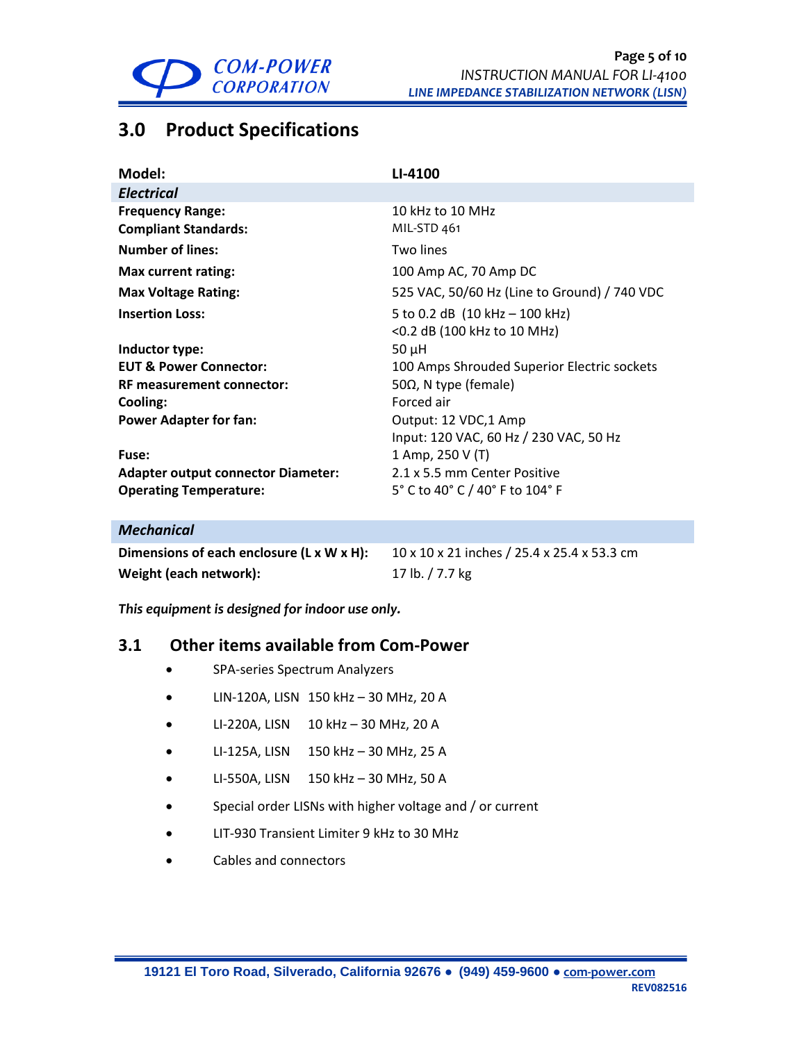## 3.0 Product Specifications

| **Model:** | **LI-4100** |
|---|---|
| ***Electrical*** | |
| **Frequency Range:** | 10 kHz to 10 MHz |
| **Compliant Standards:** | MIL-STD 461 |
| **Number of lines:** | Two lines |
| **Max current rating:** | 100 Amp AC, 70 Amp DC |
| **Max Voltage Rating:** | 525 VAC, 50/60 Hz (Line to Ground) / 740 VDC |
| **Insertion Loss:** | 5 to 0.2 dB (10 kHz – 100 kHz)<br><0.2 dB (100 kHz to 10 MHz) |
| **Inductor type:** | 50 µH |
| **EUT & Power Connector:** | 100 Amps Shrouded Superior Electric sockets |
| **RF measurement connector:** | 50Ω, N type (female) |
| **Cooling:** | Forced air |
| **Power Adapter for fan:** | Output: 12 VDC,1 Amp<br>Input: 120 VAC, 60 Hz / 230 VAC, 50 Hz |
| **Fuse:** | 1 Amp, 250 V (T) |
| **Adapter output connector Diameter:** | 2.1 x 5.5 mm Center Positive |
| **Operating Temperature:** | 5° C to 40° C / 40° F to 104° F |
| ***Mechanical*** | |
| **Dimensions of each enclosure (L x W x H):** | 10 x 10 x 21 inches / 25.4 x 25.4 x 53.3 cm |
| **Weight (each network):** | 17 lb. / 7.7 kg |

*This equipment is designed for indoor use only.*

### 3.1 Other items available from Com-Power

- SPA-series Spectrum Analyzers
- LIN-120A, LISN 150 kHz – 30 MHz, 20 A
- LI-220A, LISN 10 kHz – 30 MHz, 20 A
- LI-125A, LISN 150 kHz – 30 MHz, 25 A
- LI-550A, LISN 150 kHz – 30 MHz, 50 A
- Special order LISNs with higher voltage and / or current
- LIT-930 Transient Limiter 9 kHz to 30 MHz
- Cables and connectors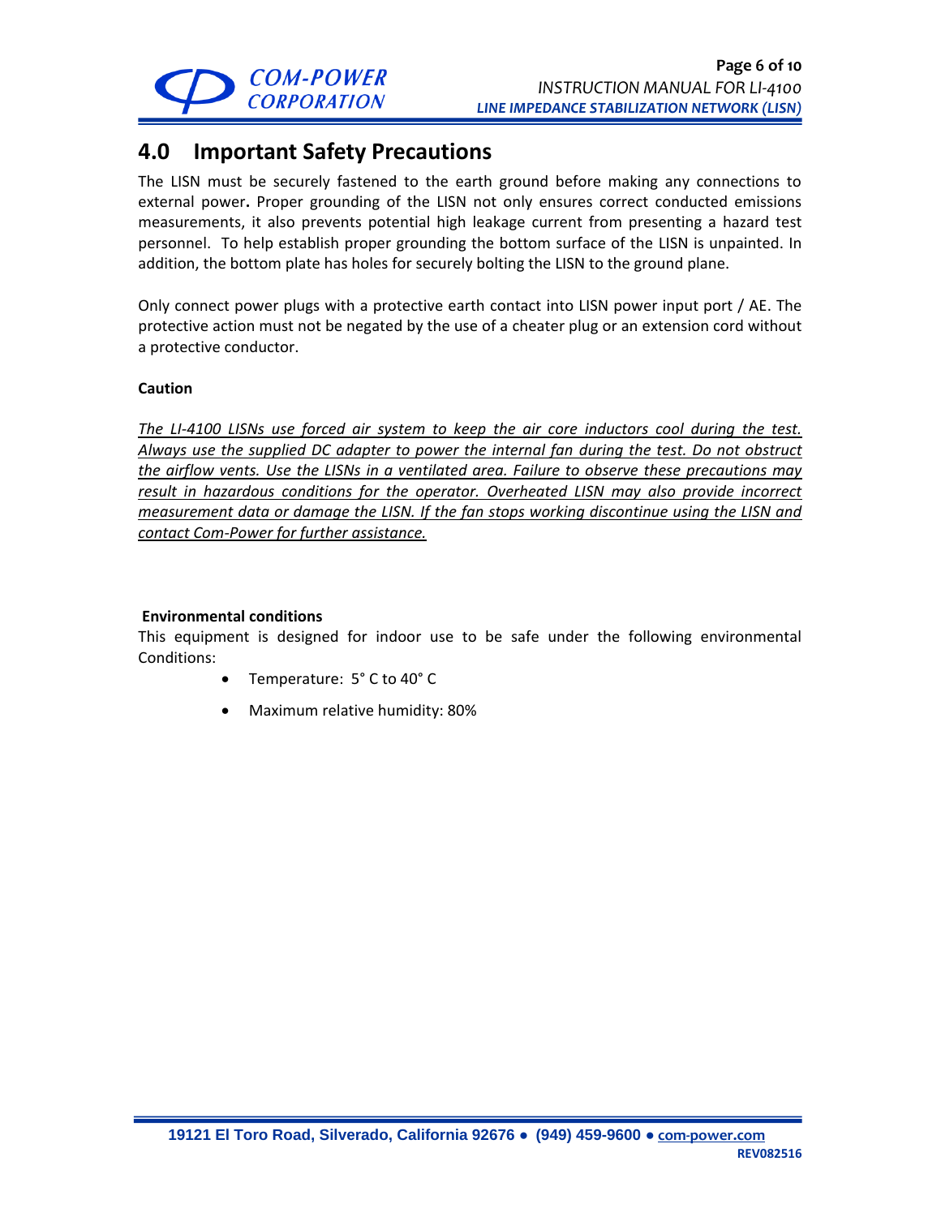## 4.0 Important Safety Precautions

The LISN must be securely fastened to the earth ground before making any connections to external power**.** Proper grounding of the LISN not only ensures correct conducted emissions measurements, it also prevents potential high leakage current from presenting a hazard test personnel. To help establish proper grounding the bottom surface of the LISN is unpainted. In addition, the bottom plate has holes for securely bolting the LISN to the ground plane.

Only connect power plugs with a protective earth contact into LISN power input port / AE. The protective action must not be negated by the use of a cheater plug or an extension cord without a protective conductor.

**Caution**

*The LI-4100 LISNs use forced air system to keep the air core inductors cool during the test. Always use the supplied DC adapter to power the internal fan during the test. Do not obstruct the airflow vents. Use the LISNs in a ventilated area. Failure to observe these precautions may result in hazardous conditions for the operator. Overheated LISN may also provide incorrect measurement data or damage the LISN. If the fan stops working discontinue using the LISN and contact Com-Power for further assistance.*

**Environmental conditions**

This equipment is designed for indoor use to be safe under the following environmental Conditions:

- Temperature: 5° C to 40° C
- Maximum relative humidity: 80%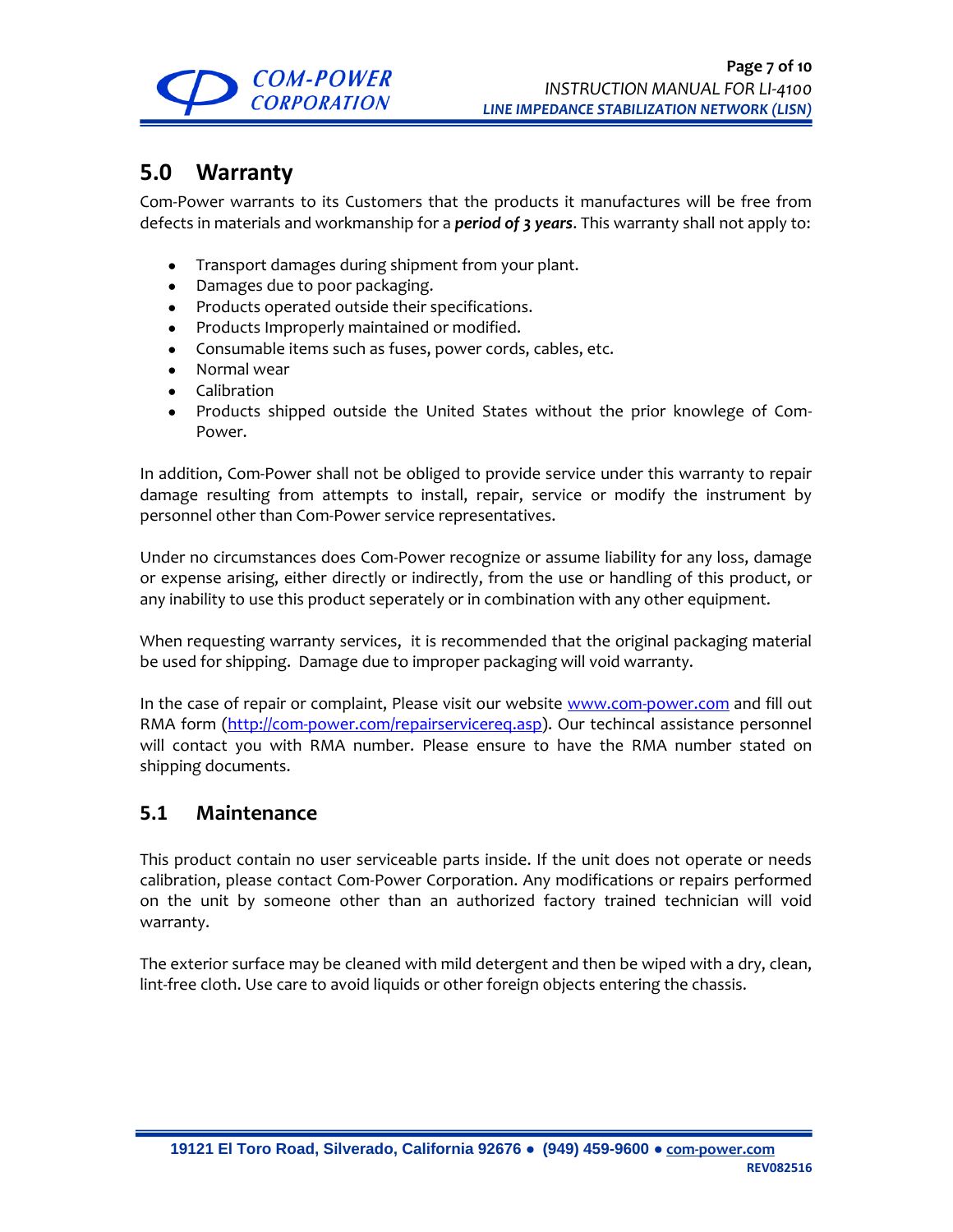## 5.0 Warranty

Com-Power warrants to its Customers that the products it manufactures will be free from defects in materials and workmanship for a ***period of 3 years***. This warranty shall not apply to:

- Transport damages during shipment from your plant.
- Damages due to poor packaging.
- Products operated outside their specifications.
- Products Improperly maintained or modified.
- Consumable items such as fuses, power cords, cables, etc.
- Normal wear
- Calibration
- Products shipped outside the United States without the prior knowlege of Com-Power.

In addition, Com-Power shall not be obliged to provide service under this warranty to repair damage resulting from attempts to install, repair, service or modify the instrument by personnel other than Com-Power service representatives.

Under no circumstances does Com-Power recognize or assume liability for any loss, damage or expense arising, either directly or indirectly, from the use or handling of this product, or any inability to use this product seperately or in combination with any other equipment.

When requesting warranty services, it is recommended that the original packaging material be used for shipping. Damage due to improper packaging will void warranty.

In the case of repair or complaint, Please visit our website [www.com-power.com](http://www.com-power.com) and fill out RMA form ([http://com-power.com/repairservicereq.asp](http://com-power.com/repairservicereq.asp)). Our techincal assistance personnel will contact you with RMA number. Please ensure to have the RMA number stated on shipping documents.

## 5.1 Maintenance

This product contain no user serviceable parts inside. If the unit does not operate or needs calibration, please contact Com-Power Corporation. Any modifications or repairs performed on the unit by someone other than an authorized factory trained technician will void warranty.

The exterior surface may be cleaned with mild detergent and then be wiped with a dry, clean, lint-free cloth. Use care to avoid liquids or other foreign objects entering the chassis.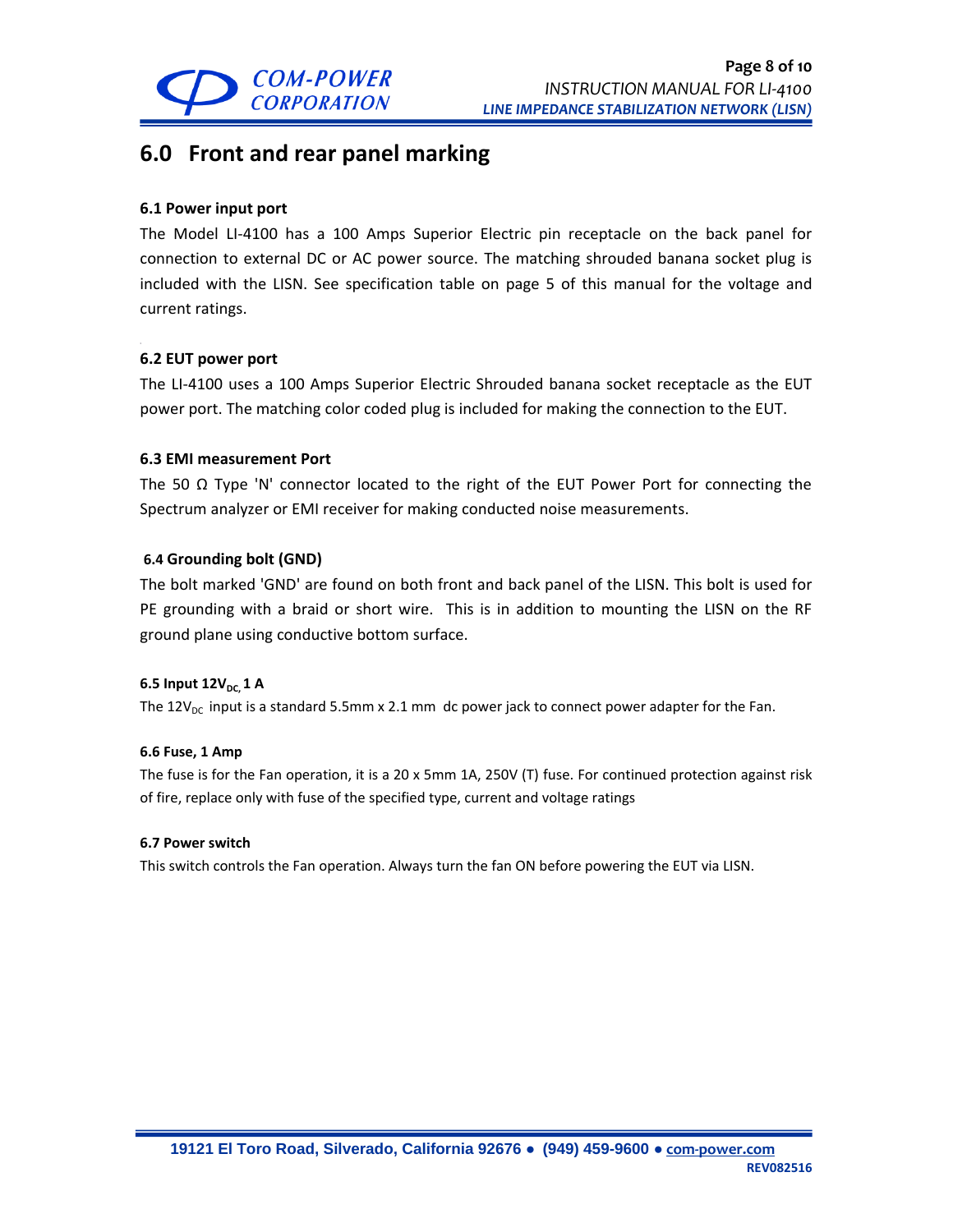# 6.0 Front and rear panel marking

### 6.1 Power input port

The Model LI-4100 has a 100 Amps Superior Electric pin receptacle on the back panel for connection to external DC or AC power source. The matching shrouded banana socket plug is included with the LISN. See specification table on page 5 of this manual for the voltage and current ratings.

### 6.2 EUT power port

The LI-4100 uses a 100 Amps Superior Electric Shrouded banana socket receptacle as the EUT power port. The matching color coded plug is included for making the connection to the EUT.

### 6.3 EMI measurement Port

The 50 Ω Type 'N' connector located to the right of the EUT Power Port for connecting the Spectrum analyzer or EMI receiver for making conducted noise measurements.

### 6.4 Grounding bolt (GND)

The bolt marked 'GND' are found on both front and back panel of the LISN. This bolt is used for PE grounding with a braid or short wire. This is in addition to mounting the LISN on the RF ground plane using conductive bottom surface.

### 6.5 Input $12V_{DC}$, 1 A

The $12V_{DC}$ input is a standard 5.5mm x 2.1 mm dc power jack to connect power adapter for the Fan.

### 6.6 Fuse, 1 Amp

The fuse is for the Fan operation, it is a 20 x 5mm 1A, 250V (T) fuse. For continued protection against risk of fire, replace only with fuse of the specified type, current and voltage ratings

### 6.7 Power switch

This switch controls the Fan operation. Always turn the fan ON before powering the EUT via LISN.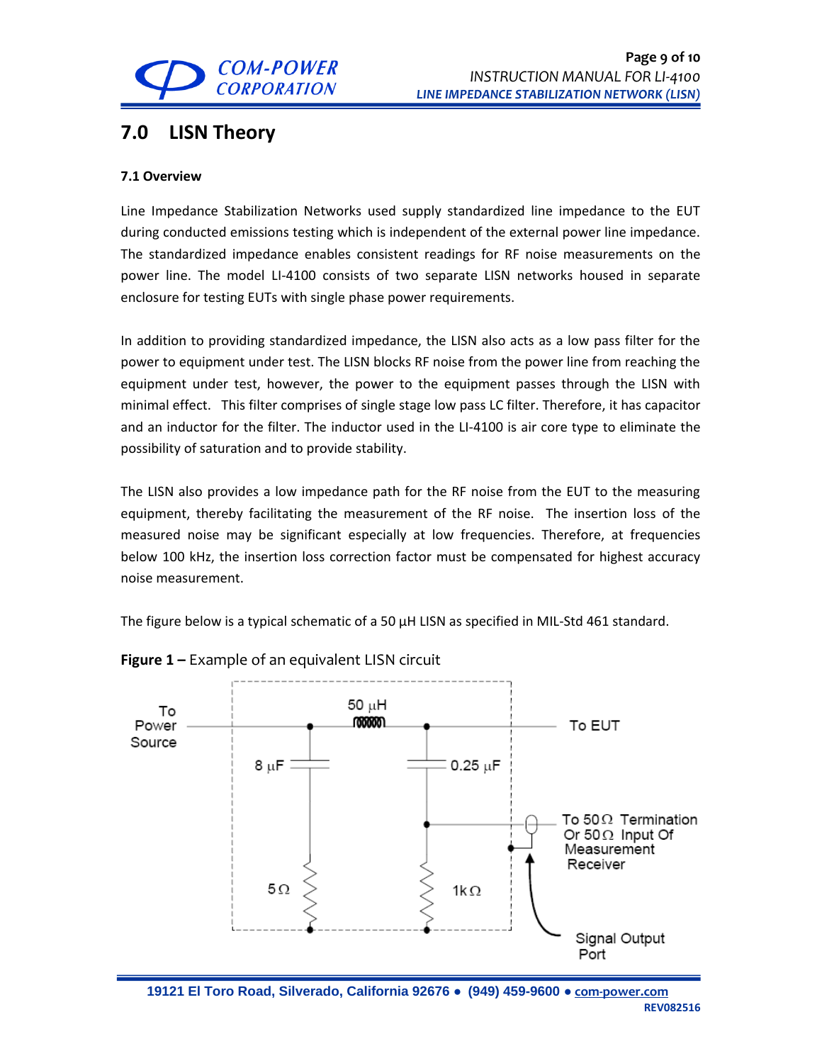# 7.0 LISN Theory

### 7.1 Overview

Line Impedance Stabilization Networks used supply standardized line impedance to the EUT during conducted emissions testing which is independent of the external power line impedance. The standardized impedance enables consistent readings for RF noise measurements on the power line. The model LI-4100 consists of two separate LISN networks housed in separate enclosure for testing EUTs with single phase power requirements.

In addition to providing standardized impedance, the LISN also acts as a low pass filter for the power to equipment under test. The LISN blocks RF noise from the power line from reaching the equipment under test, however, the power to the equipment passes through the LISN with minimal effect. This filter comprises of single stage low pass LC filter. Therefore, it has capacitor and an inductor for the filter. The inductor used in the LI-4100 is air core type to eliminate the possibility of saturation and to provide stability.

The LISN also provides a low impedance path for the RF noise from the EUT to the measuring equipment, thereby facilitating the measurement of the RF noise. The insertion loss of the measured noise may be significant especially at low frequencies. Therefore, at frequencies below 100 kHz, the insertion loss correction factor must be compensated for highest accuracy noise measurement.

The figure below is a typical schematic of a 50 µH LISN as specified in MIL-Std 461 standard.

**Figure 1 –** Example of an equivalent LISN circuit

To Power Source — 50 µH — To EUT; 8 µF; 0.25 µF; 5Ω; 1kΩ; To 50Ω Termination Or 50Ω Input Of Measurement Receiver; Signal Output Port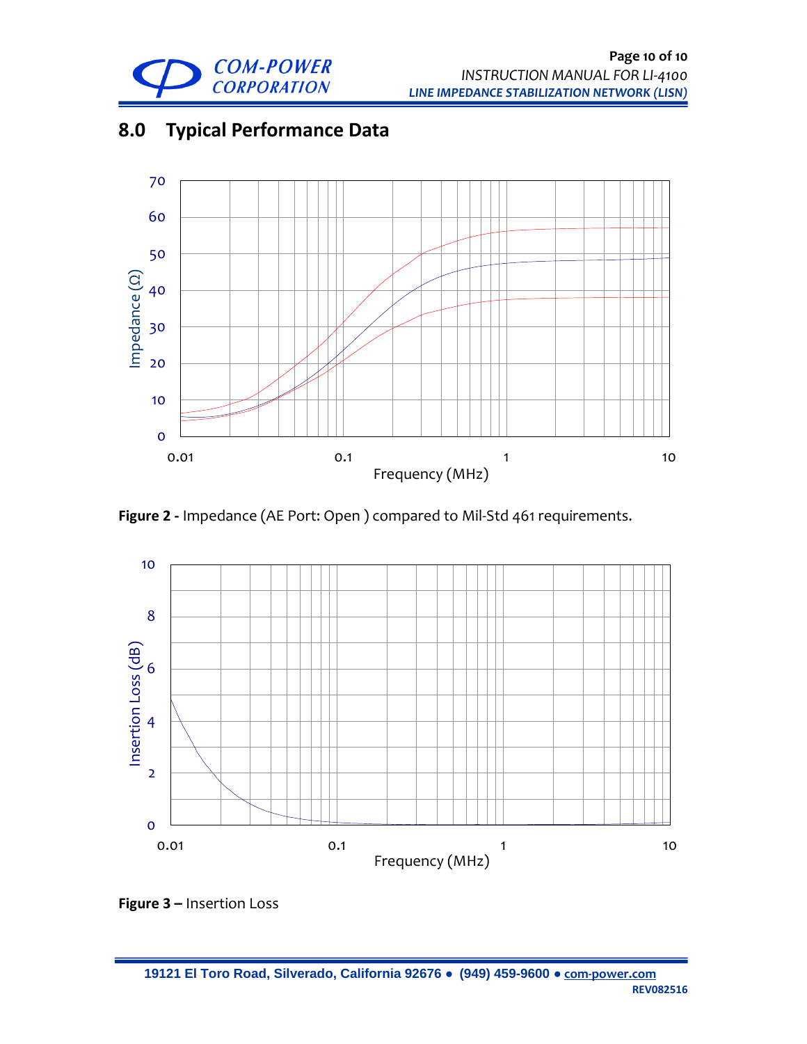## 8.0 Typical Performance Data

70
60
50
40
30
20
10
0
Impedance (Ω)
0.01
0.1
1
10
Frequency (MHz)

**Figure 2 -** Impedance (AE Port: Open ) compared to Mil-Std 461 requirements.

10
8
6
4
2
0
Insertion Loss (dB)
0.01
0.1
1
10
Frequency (MHz)

**Figure 3 –** Insertion Loss